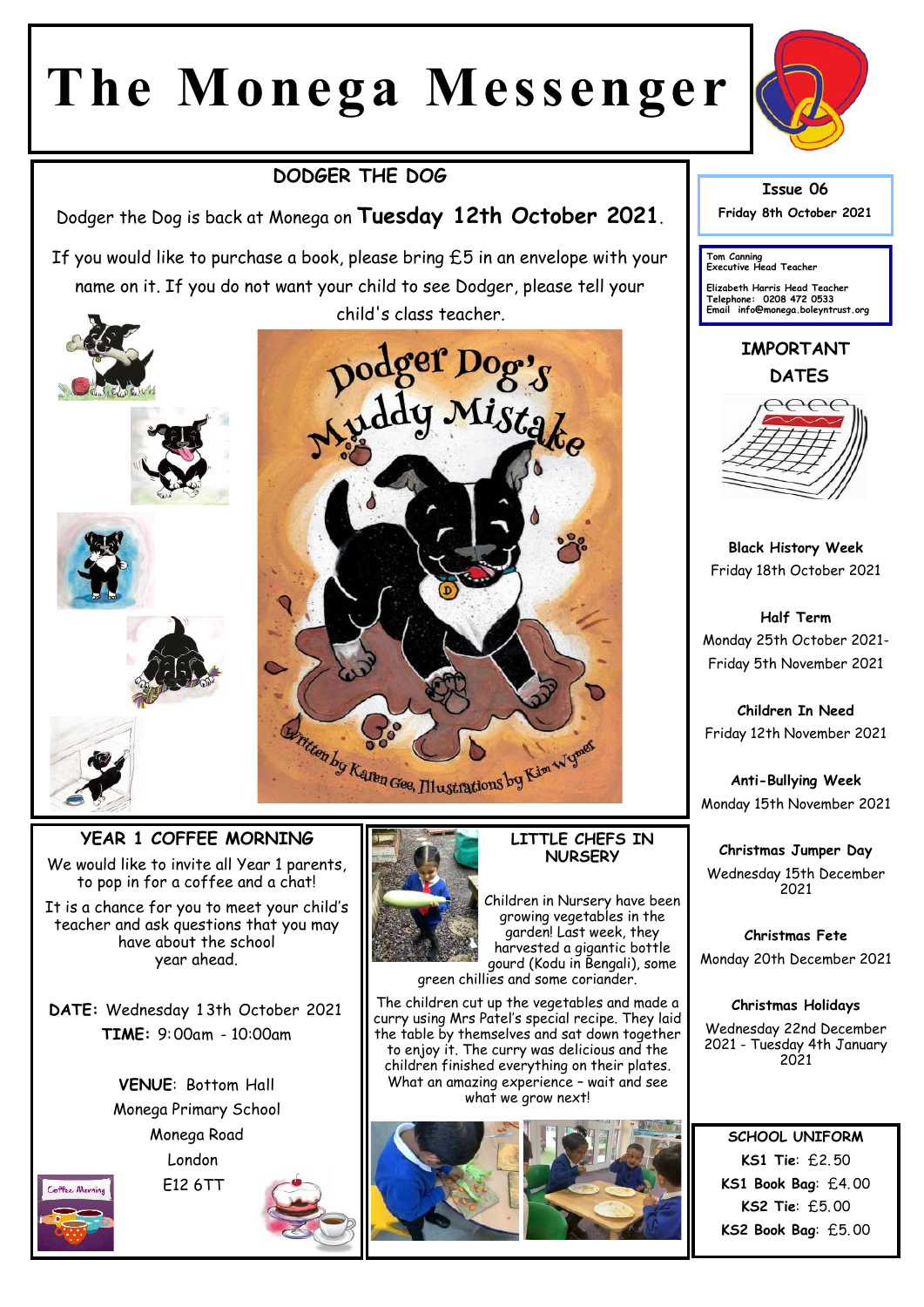# The Monega Messenger

**Issue 06**
**Friday 8th October 2021**

Tom Canning
Executive Head Teacher

Elizabeth Harris Head Teacher
Telephone: 0208 472 0533
Email info@monega.boleyntrust.org

## DODGER THE DOG

Dodger the Dog is back at Monega on **Tuesday 12th October 2021**.

If you would like to purchase a book, please bring £5 in an envelope with your name on it. If you do not want your child to see Dodger, please tell your child's class teacher.

Dodger Dog's Muddy Mistake

Written by Karen Gee, Illustrations by Kim Wymer

## YEAR 1 COFFEE MORNING

We would like to invite all Year 1 parents, to pop in for a coffee and a chat!

It is a chance for you to meet your child's teacher and ask questions that you may have about the school year ahead.

**DATE:** Wednesday 13th October 2021
**TIME:** 9:00am - 10:00am

**VENUE**: Bottom Hall
Monega Primary School
Monega Road
London
E12 6TT

## LITTLE CHEFS IN NURSERY

Children in Nursery have been growing vegetables in the garden! Last week, they harvested a gigantic bottle gourd (Kodu in Bengali), some green chillies and some coriander.

The children cut up the vegetables and made a curry using Mrs Patel's special recipe. They laid the table by themselves and sat down together to enjoy it. The curry was delicious and the children finished everything on their plates. What an amazing experience – wait and see what we grow next!

## IMPORTANT DATES

**Black History Week**
Friday 18th October 2021

**Half Term**
Monday 25th October 2021- Friday 5th November 2021

**Children In Need**
Friday 12th November 2021

**Anti-Bullying Week**
Monday 15th November 2021

**Christmas Jumper Day**
Wednesday 15th December 2021

**Christmas Fete**
Monday 20th December 2021

**Christmas Holidays**
Wednesday 22nd December 2021 - Tuesday 4th January 2021

## SCHOOL UNIFORM

**KS1 Tie**: £2.50
**KS1 Book Bag**: £4.00
**KS2 Tie**: £5.00
**KS2 Book Bag**: £5.00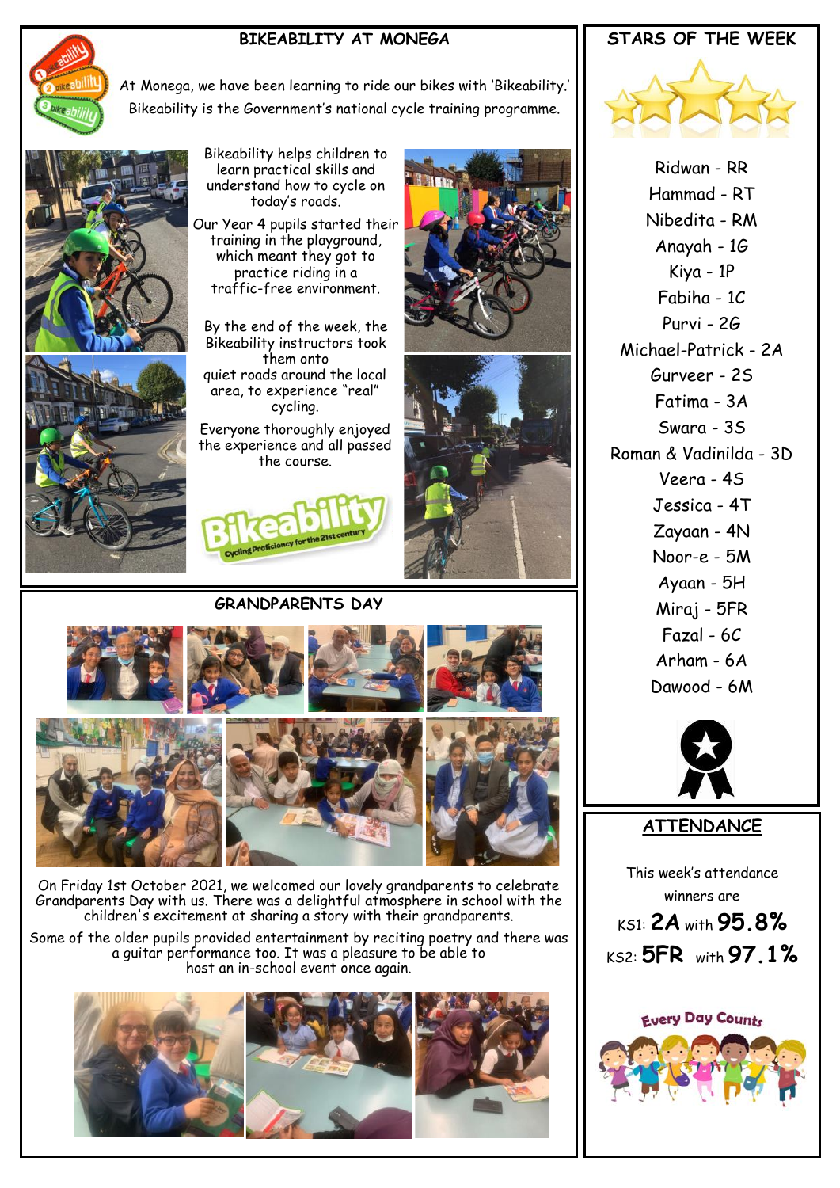## BIKEABILITY AT MONEGA

At Monega, we have been learning to ride our bikes with 'Bikeability.' Bikeability is the Government's national cycle training programme.

Bikeability helps children to learn practical skills and understand how to cycle on today's roads.

Our Year 4 pupils started their training in the playground, which meant they got to practice riding in a traffic-free environment.

By the end of the week, the Bikeability instructors took them onto quiet roads around the local area, to experience "real" cycling.

Everyone thoroughly enjoyed the experience and all passed the course.

Bikeability
Cycling Proficiency for the 21st century

## GRANDPARENTS DAY

On Friday 1st October 2021, we welcomed our lovely grandparents to celebrate Grandparents Day with us. There was a delightful atmosphere in school with the children's excitement at sharing a story with their grandparents.

Some of the older pupils provided entertainment by reciting poetry and there was a guitar performance too. It was a pleasure to be able to host an in-school event once again.

## STARS OF THE WEEK

Ridwan - RR
Hammad - RT
Nibedita - RM
Anayah - 1G
Kiya - 1P
Fabiha - 1C
Purvi - 2G
Michael-Patrick - 2A
Gurveer - 2S
Fatima - 3A
Swara - 3S
Roman & Vadinilda - 3D
Veera - 4S
Jessica - 4T
Zayaan - 4N
Noor-e - 5M
Ayaan - 5H
Miraj - 5FR
Fazal - 6C
Arham - 6A
Dawood - 6M

## ATTENDANCE

This week's attendance winners are

KS1: **2A** with **95.8%**

KS2: **5FR** with **97.1%**

Every Day Counts